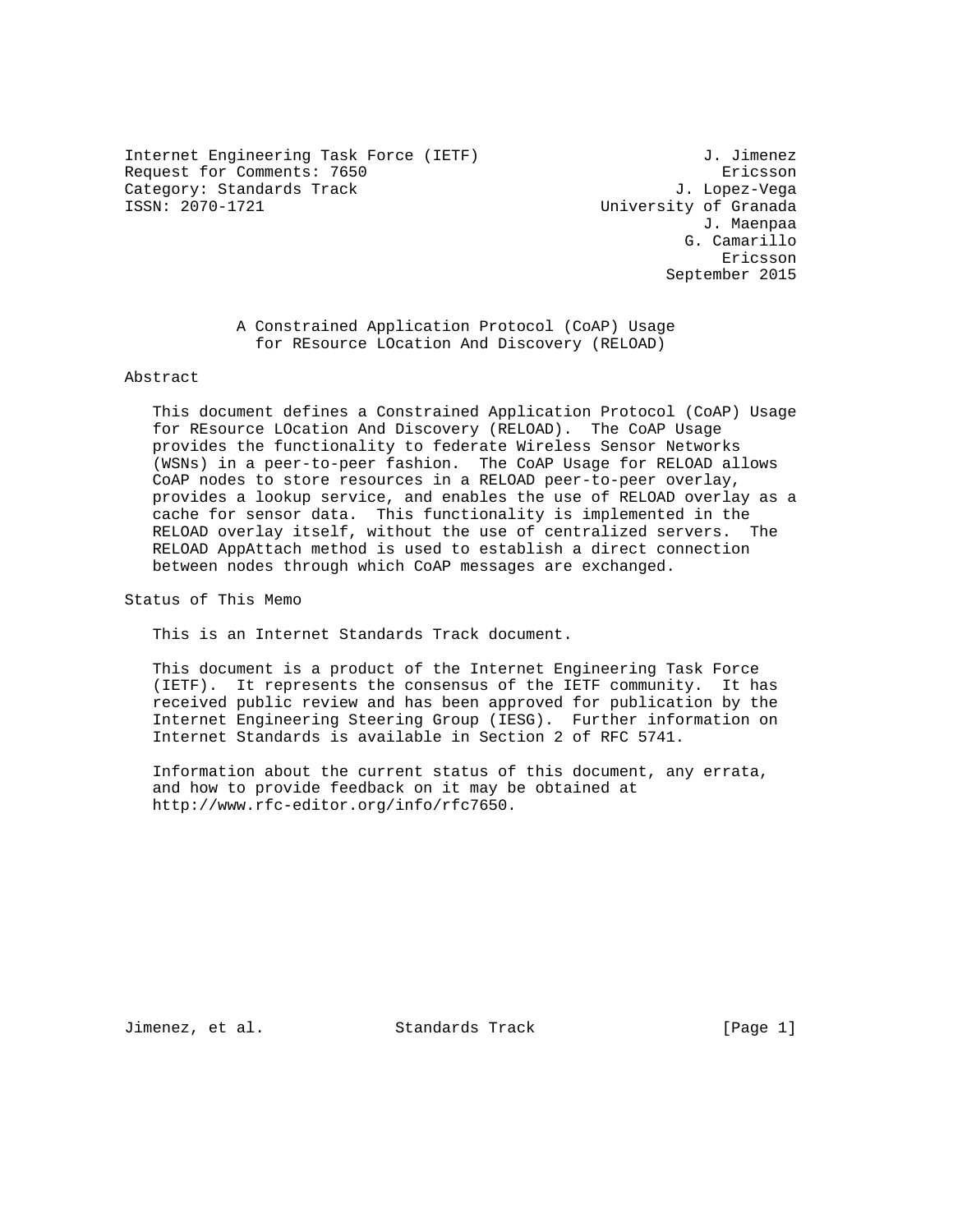Internet Engineering Task Force (IETF) J. Jimenez
Request for Comments: 7650 Ericsson
Category: Standards Track J. Lopez-Vega
ISSN: 2070-1721 University of Granada
J. Maenpaa
G. Camarillo
Ericsson
September 2015

# A Constrained Application Protocol (CoAP) Usage for REsource LOcation And Discovery (RELOAD)

## Abstract

This document defines a Constrained Application Protocol (CoAP) Usage for REsource LOcation And Discovery (RELOAD). The CoAP Usage provides the functionality to federate Wireless Sensor Networks (WSNs) in a peer-to-peer fashion. The CoAP Usage for RELOAD allows CoAP nodes to store resources in a RELOAD peer-to-peer overlay, provides a lookup service, and enables the use of RELOAD overlay as a cache for sensor data. This functionality is implemented in the RELOAD overlay itself, without the use of centralized servers. The RELOAD AppAttach method is used to establish a direct connection between nodes through which CoAP messages are exchanged.

## Status of This Memo

This is an Internet Standards Track document.

This document is a product of the Internet Engineering Task Force (IETF). It represents the consensus of the IETF community. It has received public review and has been approved for publication by the Internet Engineering Steering Group (IESG). Further information on Internet Standards is available in Section 2 of RFC 5741.

Information about the current status of this document, any errata, and how to provide feedback on it may be obtained at http://www.rfc-editor.org/info/rfc7650.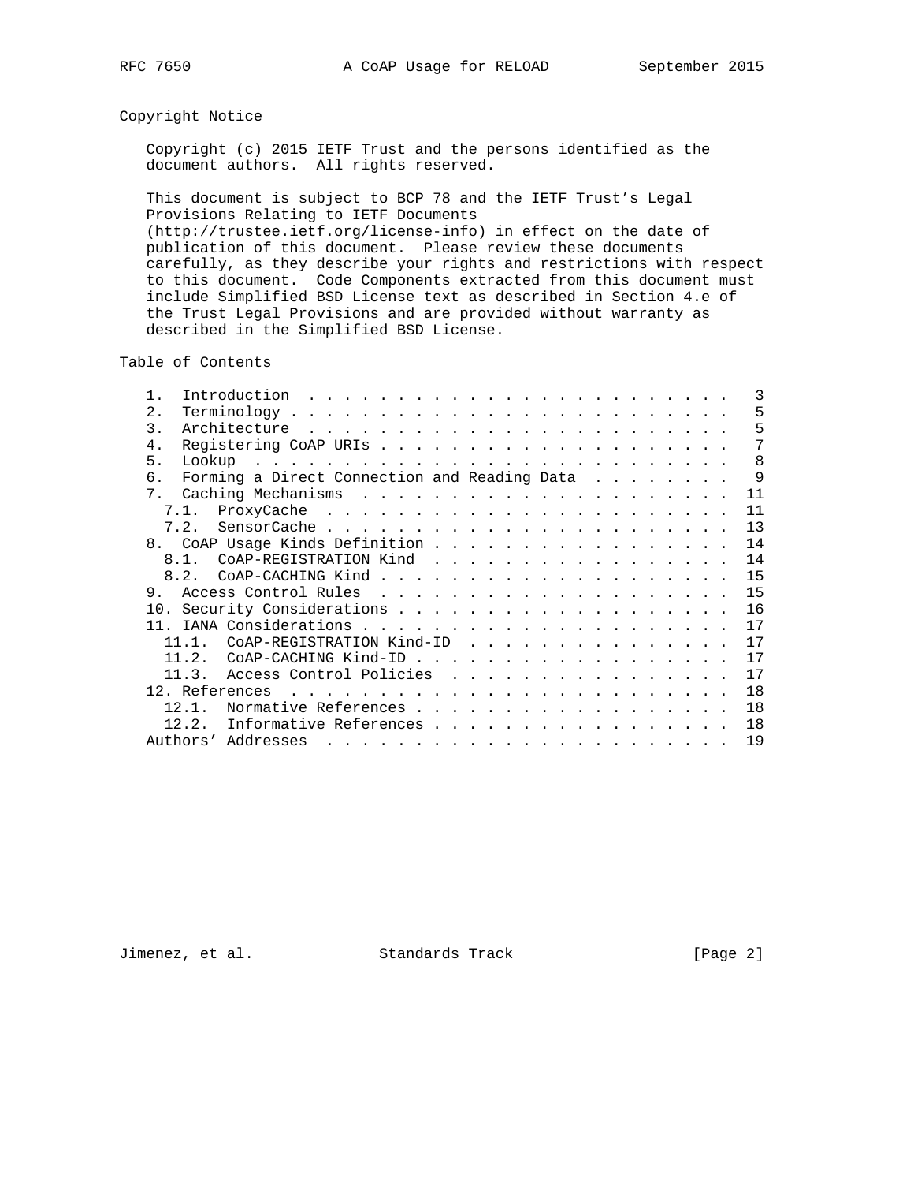## Copyright Notice

Copyright (c) 2015 IETF Trust and the persons identified as the document authors. All rights reserved.

This document is subject to BCP 78 and the IETF Trust's Legal Provisions Relating to IETF Documents (http://trustee.ietf.org/license-info) in effect on the date of publication of this document. Please review these documents carefully, as they describe your rights and restrictions with respect to this document. Code Components extracted from this document must include Simplified BSD License text as described in Section 4.e of the Trust Legal Provisions and are provided without warranty as described in the Simplified BSD License.

## Table of Contents

```
   1.  Introduction . . . . . . . . . . . . . . . . . . . . . . . .   3
   2.  Terminology . . . . . . . . . . . . . . . . . . . . . . . . .   5
   3.  Architecture . . . . . . . . . . . . . . . . . . . . . . . .   5
   4.  Registering CoAP URIs . . . . . . . . . . . . . . . . . . . .   7
   5.  Lookup . . . . . . . . . . . . . . . . . . . . . . . . . . .   8
   6.  Forming a Direct Connection and Reading Data . . . . . . . .   9
   7.  Caching Mechanisms . . . . . . . . . . . . . . . . . . . . .  11
     7.1.  ProxyCache . . . . . . . . . . . . . . . . . . . . . . .  11
     7.2.  SensorCache . . . . . . . . . . . . . . . . . . . . . . .  13
   8.  CoAP Usage Kinds Definition . . . . . . . . . . . . . . . . .  14
     8.1.  CoAP-REGISTRATION Kind . . . . . . . . . . . . . . . . .  14
     8.2.  CoAP-CACHING Kind . . . . . . . . . . . . . . . . . . . .  15
   9.  Access Control Rules . . . . . . . . . . . . . . . . . . . .  15
   10. Security Considerations . . . . . . . . . . . . . . . . . . .  16
   11. IANA Considerations . . . . . . . . . . . . . . . . . . . . .  17
     11.1.  CoAP-REGISTRATION Kind-ID . . . . . . . . . . . . . . .  17
     11.2.  CoAP-CACHING Kind-ID . . . . . . . . . . . . . . . . . .  17
     11.3.  Access Control Policies . . . . . . . . . . . . . . . .  17
   12. References . . . . . . . . . . . . . . . . . . . . . . . . .  18
     12.1.  Normative References . . . . . . . . . . . . . . . . . .  18
     12.2.  Informative References . . . . . . . . . . . . . . . . .  18
   Authors' Addresses . . . . . . . . . . . . . . . . . . . . . . .  19
```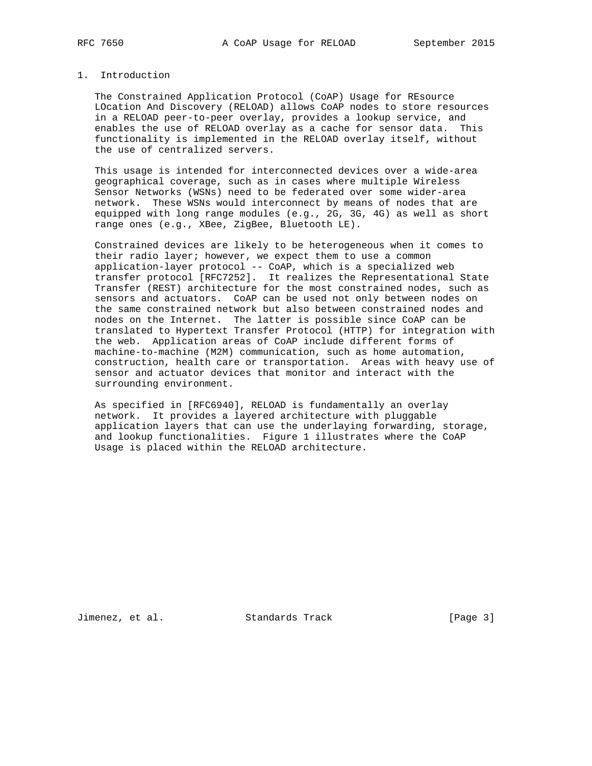# 1. Introduction

The Constrained Application Protocol (CoAP) Usage for REsource LOcation And Discovery (RELOAD) allows CoAP nodes to store resources in a RELOAD peer-to-peer overlay, provides a lookup service, and enables the use of RELOAD overlay as a cache for sensor data. This functionality is implemented in the RELOAD overlay itself, without the use of centralized servers.

This usage is intended for interconnected devices over a wide-area geographical coverage, such as in cases where multiple Wireless Sensor Networks (WSNs) need to be federated over some wider-area network. These WSNs would interconnect by means of nodes that are equipped with long range modules (e.g., 2G, 3G, 4G) as well as short range ones (e.g., XBee, ZigBee, Bluetooth LE).

Constrained devices are likely to be heterogeneous when it comes to their radio layer; however, we expect them to use a common application-layer protocol -- CoAP, which is a specialized web transfer protocol [RFC7252]. It realizes the Representational State Transfer (REST) architecture for the most constrained nodes, such as sensors and actuators. CoAP can be used not only between nodes on the same constrained network but also between constrained nodes and nodes on the Internet. The latter is possible since CoAP can be translated to Hypertext Transfer Protocol (HTTP) for integration with the web. Application areas of CoAP include different forms of machine-to-machine (M2M) communication, such as home automation, construction, health care or transportation. Areas with heavy use of sensor and actuator devices that monitor and interact with the surrounding environment.

As specified in [RFC6940], RELOAD is fundamentally an overlay network. It provides a layered architecture with pluggable application layers that can use the underlaying forwarding, storage, and lookup functionalities. Figure 1 illustrates where the CoAP Usage is placed within the RELOAD architecture.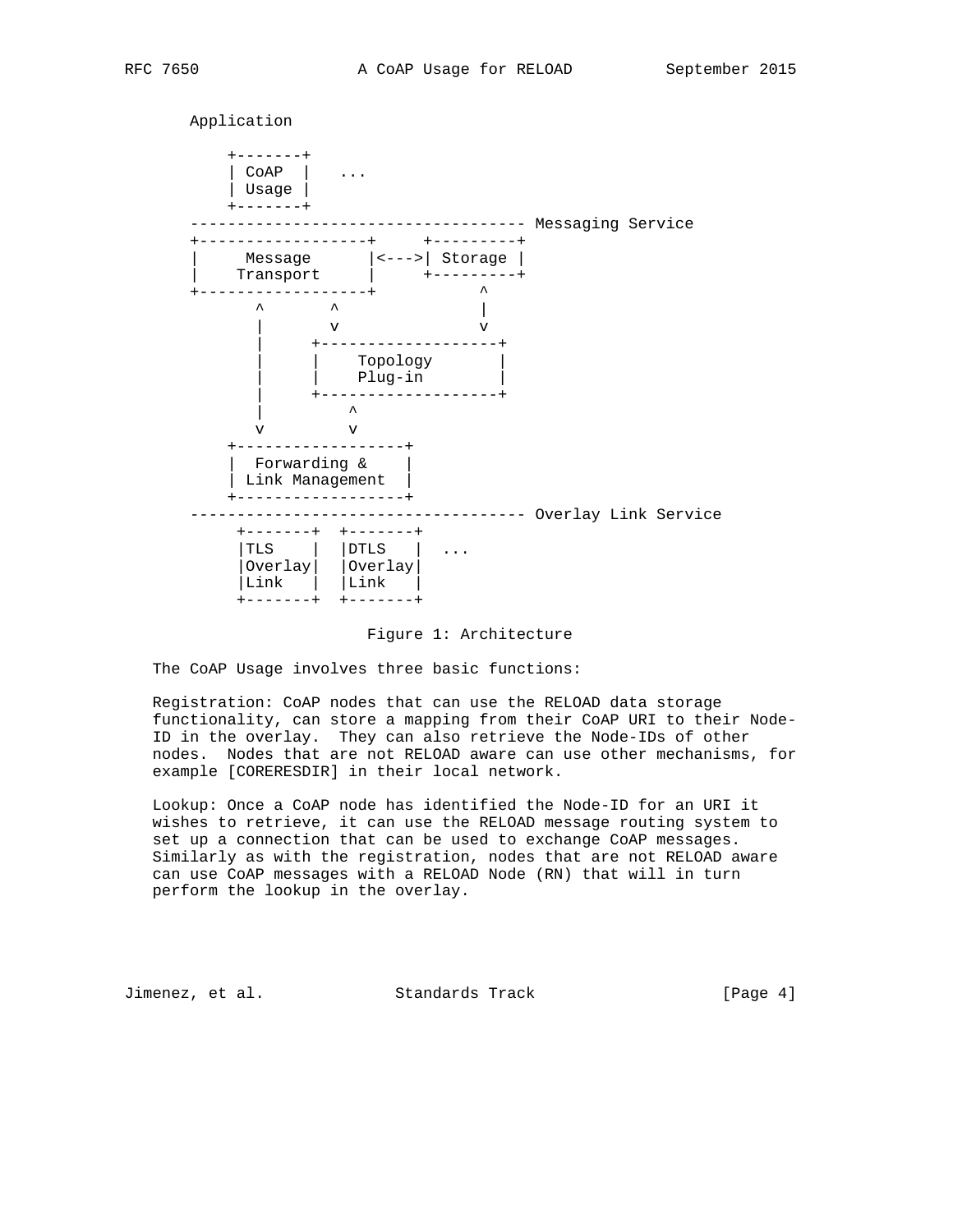```
   Application

       +-------+
       | CoAP  |   ...
       | Usage |
       +-------+
   ------------------------------------ Messaging Service
   +------------------+     +---------+
   |     Message      |<--->| Storage |
   |    Transport     |     +---------+
   +------------------+           ^
          ^       ^               |
          |       v               v
          |     +-------------------+
          |     |    Topology       |
          |     |    Plug-in        |
          |     +-------------------+
          |         ^
          v         v
       +------------------+
       |  Forwarding &    |
       | Link Management  |
       +------------------+
   ------------------------------------ Overlay Link Service
        +-------+  +-------+
        |TLS    |  |DTLS   |  ...
        |Overlay|  |Overlay|
        |Link   |  |Link   |
        +-------+  +-------+
```

Figure 1: Architecture

The CoAP Usage involves three basic functions:

Registration: CoAP nodes that can use the RELOAD data storage functionality, can store a mapping from their CoAP URI to their Node-ID in the overlay. They can also retrieve the Node-IDs of other nodes. Nodes that are not RELOAD aware can use other mechanisms, for example [CORERESDIR] in their local network.

Lookup: Once a CoAP node has identified the Node-ID for an URI it wishes to retrieve, it can use the RELOAD message routing system to set up a connection that can be used to exchange CoAP messages. Similarly as with the registration, nodes that are not RELOAD aware can use CoAP messages with a RELOAD Node (RN) that will in turn perform the lookup in the overlay.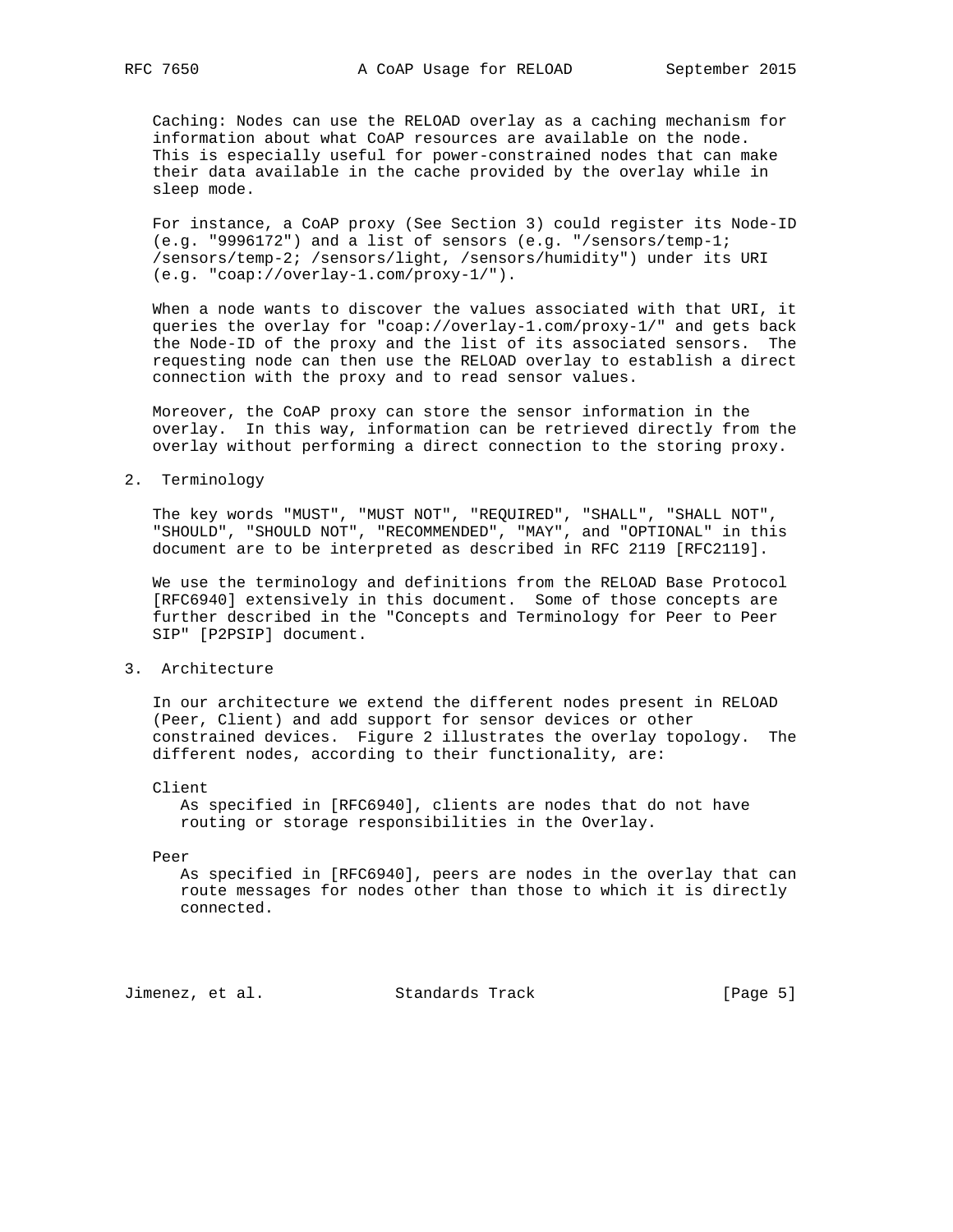Caching: Nodes can use the RELOAD overlay as a caching mechanism for information about what CoAP resources are available on the node. This is especially useful for power-constrained nodes that can make their data available in the cache provided by the overlay while in sleep mode.

For instance, a CoAP proxy (See Section 3) could register its Node-ID (e.g. "9996172") and a list of sensors (e.g. "/sensors/temp-1; /sensors/temp-2; /sensors/light, /sensors/humidity") under its URI (e.g. "coap://overlay-1.com/proxy-1/").

When a node wants to discover the values associated with that URI, it queries the overlay for "coap://overlay-1.com/proxy-1/" and gets back the Node-ID of the proxy and the list of its associated sensors. The requesting node can then use the RELOAD overlay to establish a direct connection with the proxy and to read sensor values.

Moreover, the CoAP proxy can store the sensor information in the overlay. In this way, information can be retrieved directly from the overlay without performing a direct connection to the storing proxy.

## 2. Terminology

The key words "MUST", "MUST NOT", "REQUIRED", "SHALL", "SHALL NOT", "SHOULD", "SHOULD NOT", "RECOMMENDED", "MAY", and "OPTIONAL" in this document are to be interpreted as described in RFC 2119 [RFC2119].

We use the terminology and definitions from the RELOAD Base Protocol [RFC6940] extensively in this document. Some of those concepts are further described in the "Concepts and Terminology for Peer to Peer SIP" [P2PSIP] document.

## 3. Architecture

In our architecture we extend the different nodes present in RELOAD (Peer, Client) and add support for sensor devices or other constrained devices. Figure 2 illustrates the overlay topology. The different nodes, according to their functionality, are:

Client
: As specified in [RFC6940], clients are nodes that do not have routing or storage responsibilities in the Overlay.

Peer
: As specified in [RFC6940], peers are nodes in the overlay that can route messages for nodes other than those to which it is directly connected.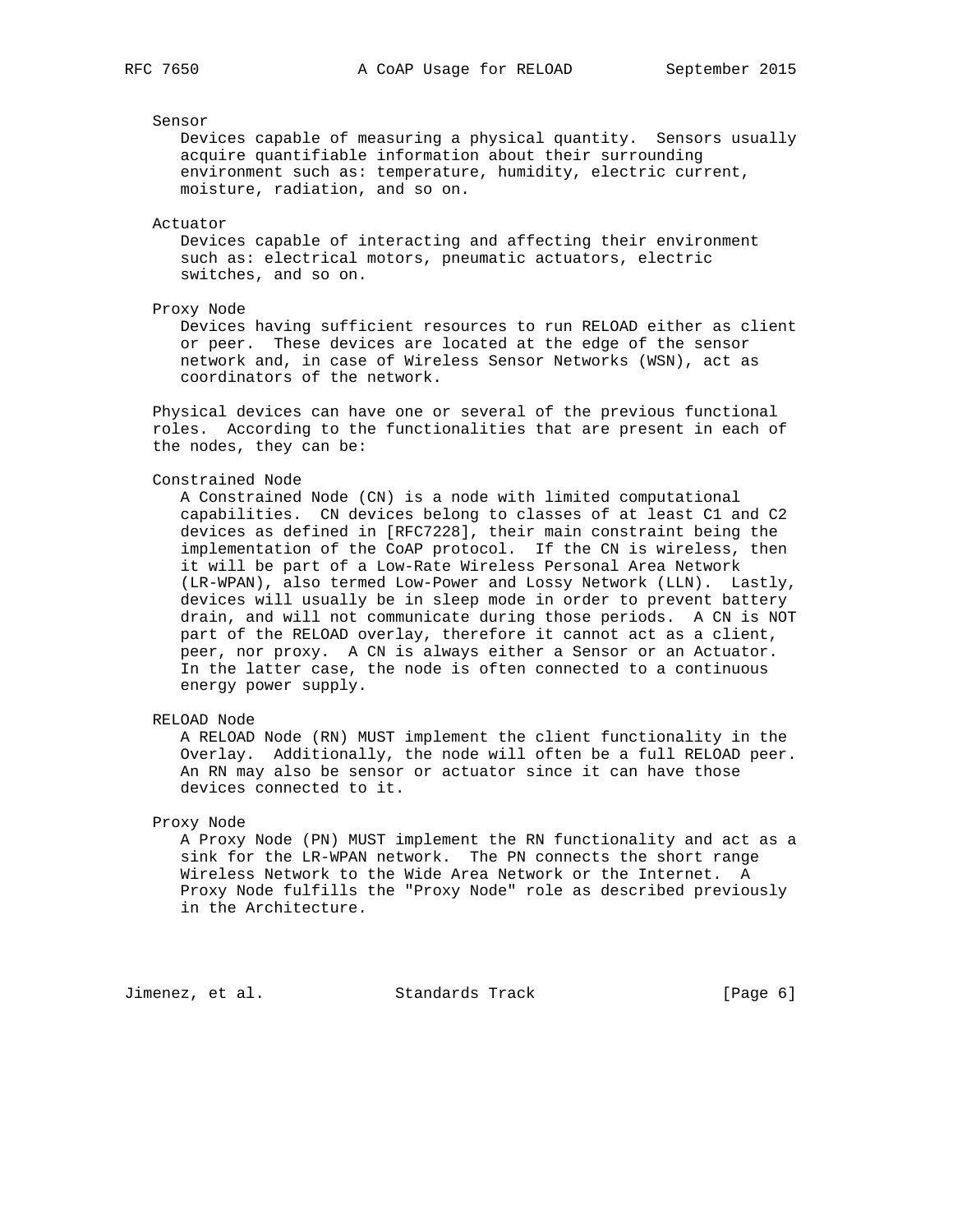Sensor

Devices capable of measuring a physical quantity. Sensors usually acquire quantifiable information about their surrounding environment such as: temperature, humidity, electric current, moisture, radiation, and so on.

Actuator

Devices capable of interacting and affecting their environment such as: electrical motors, pneumatic actuators, electric switches, and so on.

Proxy Node

Devices having sufficient resources to run RELOAD either as client or peer. These devices are located at the edge of the sensor network and, in case of Wireless Sensor Networks (WSN), act as coordinators of the network.

Physical devices can have one or several of the previous functional roles. According to the functionalities that are present in each of the nodes, they can be:

Constrained Node

A Constrained Node (CN) is a node with limited computational capabilities. CN devices belong to classes of at least C1 and C2 devices as defined in [RFC7228], their main constraint being the implementation of the CoAP protocol. If the CN is wireless, then it will be part of a Low-Rate Wireless Personal Area Network (LR-WPAN), also termed Low-Power and Lossy Network (LLN). Lastly, devices will usually be in sleep mode in order to prevent battery drain, and will not communicate during those periods. A CN is NOT part of the RELOAD overlay, therefore it cannot act as a client, peer, nor proxy. A CN is always either a Sensor or an Actuator. In the latter case, the node is often connected to a continuous energy power supply.

RELOAD Node

A RELOAD Node (RN) MUST implement the client functionality in the Overlay. Additionally, the node will often be a full RELOAD peer. An RN may also be sensor or actuator since it can have those devices connected to it.

Proxy Node

A Proxy Node (PN) MUST implement the RN functionality and act as a sink for the LR-WPAN network. The PN connects the short range Wireless Network to the Wide Area Network or the Internet. A Proxy Node fulfills the "Proxy Node" role as described previously in the Architecture.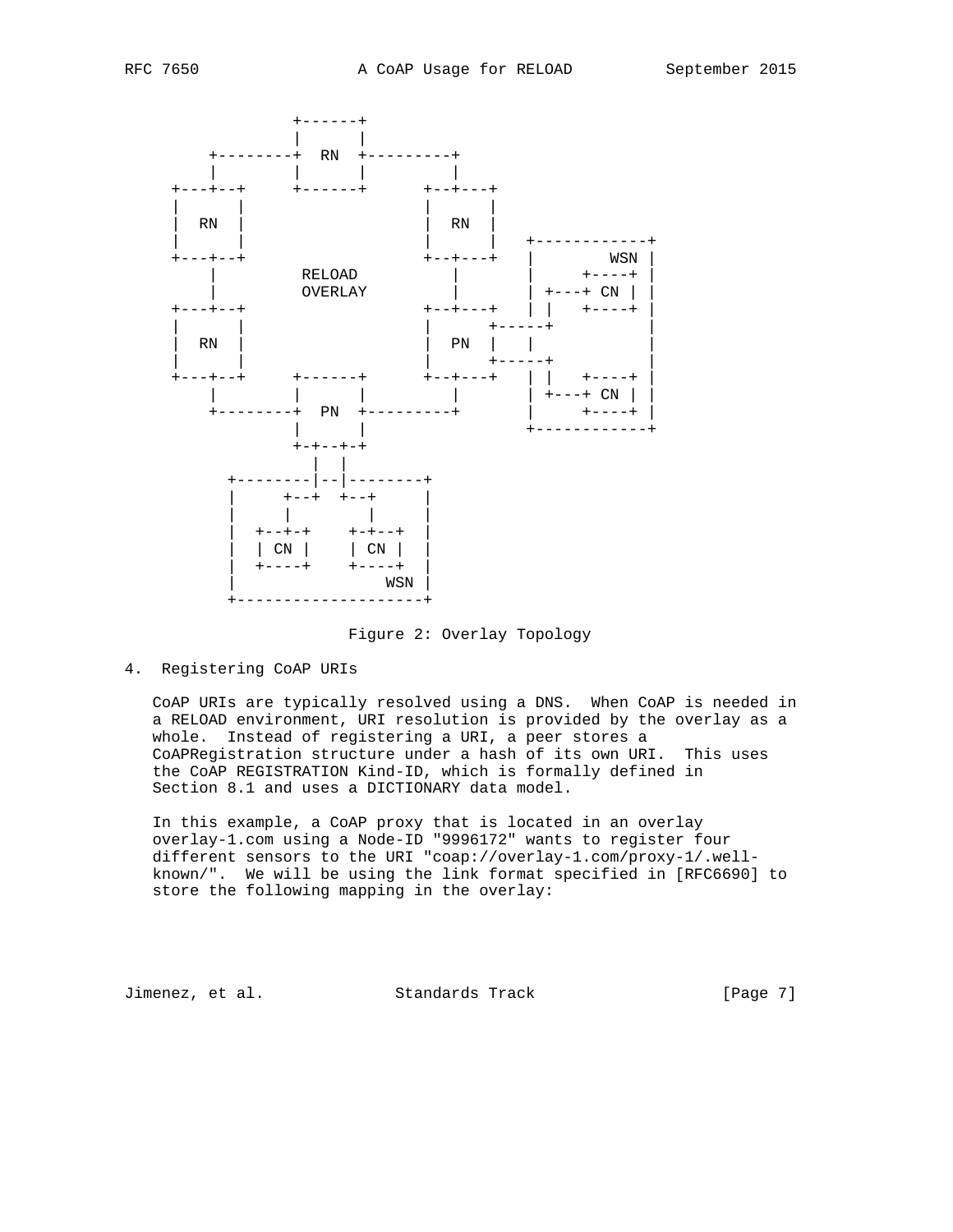```
                 +------+
                 |      |
      +--------+  RN  +---------+
      |        |      |         |
  +---+--+     +------+      +--+---+
  |      |                   |      |
  |  RN  |                   |  RN  |
  |      |                   |      |   +------------+
  +---+--+                   +--+---+   |        WSN |
      |        RELOAD           |       |     +----+ |
      |        OVERLAY          |       | +---+ CN | |
  +---+--+                   +--+---+   | |   +----+ |
  |      |                   |      +-----+          |
  |  RN  |                   |  PN  |   |            |
  |      |                   |      +-----+          |
  +---+--+     +------+      +--+---+   | |   +----+ |
      |        |      |         |       | +---+ CN | |
      +--------+  PN  +---------+       |     +----+ |
               |      |                 +------------+
               +-+--+-+
                 |  |
         +--------|--|--------+
         |     +--+  +--+     |
         |     |        |     |
         |  +--+-+    +-+--+  |
         |  | CN |    | CN |  |
         |  +----+    +----+  |
         |                WSN |
         +--------------------+
```

Figure 2: Overlay Topology

# 4. Registering CoAP URIs

CoAP URIs are typically resolved using a DNS. When CoAP is needed in a RELOAD environment, URI resolution is provided by the overlay as a whole. Instead of registering a URI, a peer stores a CoAPRegistration structure under a hash of its own URI. This uses the CoAP REGISTRATION Kind-ID, which is formally defined in Section 8.1 and uses a DICTIONARY data model.

In this example, a CoAP proxy that is located in an overlay overlay-1.com using a Node-ID "9996172" wants to register four different sensors to the URI "coap://overlay-1.com/proxy-1/.well-known/". We will be using the link format specified in [RFC6690] to store the following mapping in the overlay: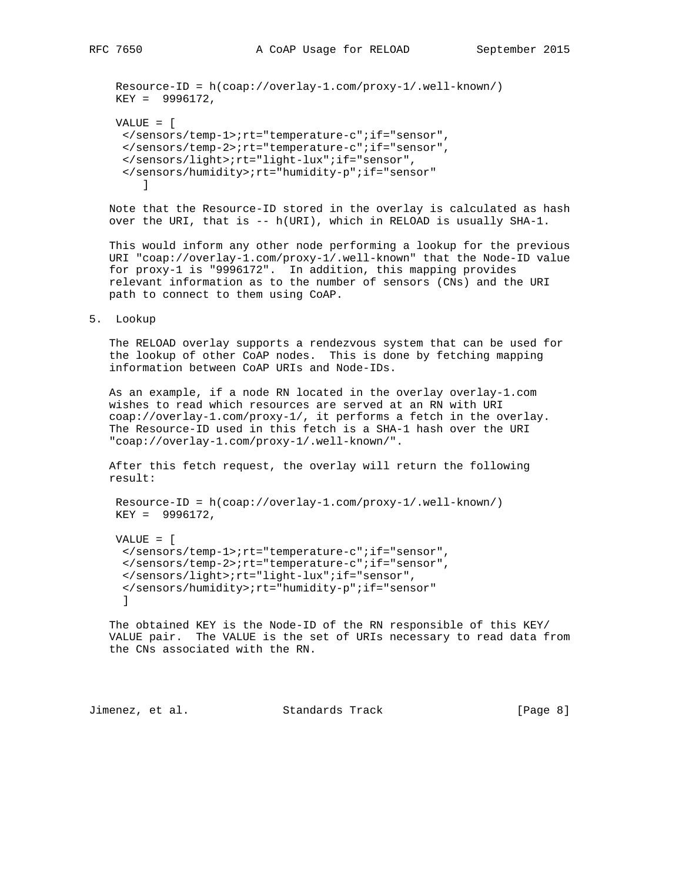```
Resource-ID = h(coap://overlay-1.com/proxy-1/.well-known/)
KEY =  9996172,

VALUE = [
 </sensors/temp-1>;rt="temperature-c";if="sensor",
 </sensors/temp-2>;rt="temperature-c";if="sensor",
 </sensors/light>;rt="light-lux";if="sensor",
 </sensors/humidity>;rt="humidity-p";if="sensor"
    ]
```

Note that the Resource-ID stored in the overlay is calculated as hash over the URI, that is -- h(URI), which in RELOAD is usually SHA-1.

This would inform any other node performing a lookup for the previous URI "coap://overlay-1.com/proxy-1/.well-known" that the Node-ID value for proxy-1 is "9996172". In addition, this mapping provides relevant information as to the number of sensors (CNs) and the URI path to connect to them using CoAP.

## 5. Lookup

The RELOAD overlay supports a rendezvous system that can be used for the lookup of other CoAP nodes. This is done by fetching mapping information between CoAP URIs and Node-IDs.

As an example, if a node RN located in the overlay overlay-1.com wishes to read which resources are served at an RN with URI coap://overlay-1.com/proxy-1/, it performs a fetch in the overlay. The Resource-ID used in this fetch is a SHA-1 hash over the URI "coap://overlay-1.com/proxy-1/.well-known/".

After this fetch request, the overlay will return the following result:

```
Resource-ID = h(coap://overlay-1.com/proxy-1/.well-known/)
KEY =  9996172,

VALUE = [
 </sensors/temp-1>;rt="temperature-c";if="sensor",
 </sensors/temp-2>;rt="temperature-c";if="sensor",
 </sensors/light>;rt="light-lux";if="sensor",
 </sensors/humidity>;rt="humidity-p";if="sensor"
 ]
```

The obtained KEY is the Node-ID of the RN responsible of this KEY/VALUE pair. The VALUE is the set of URIs necessary to read data from the CNs associated with the RN.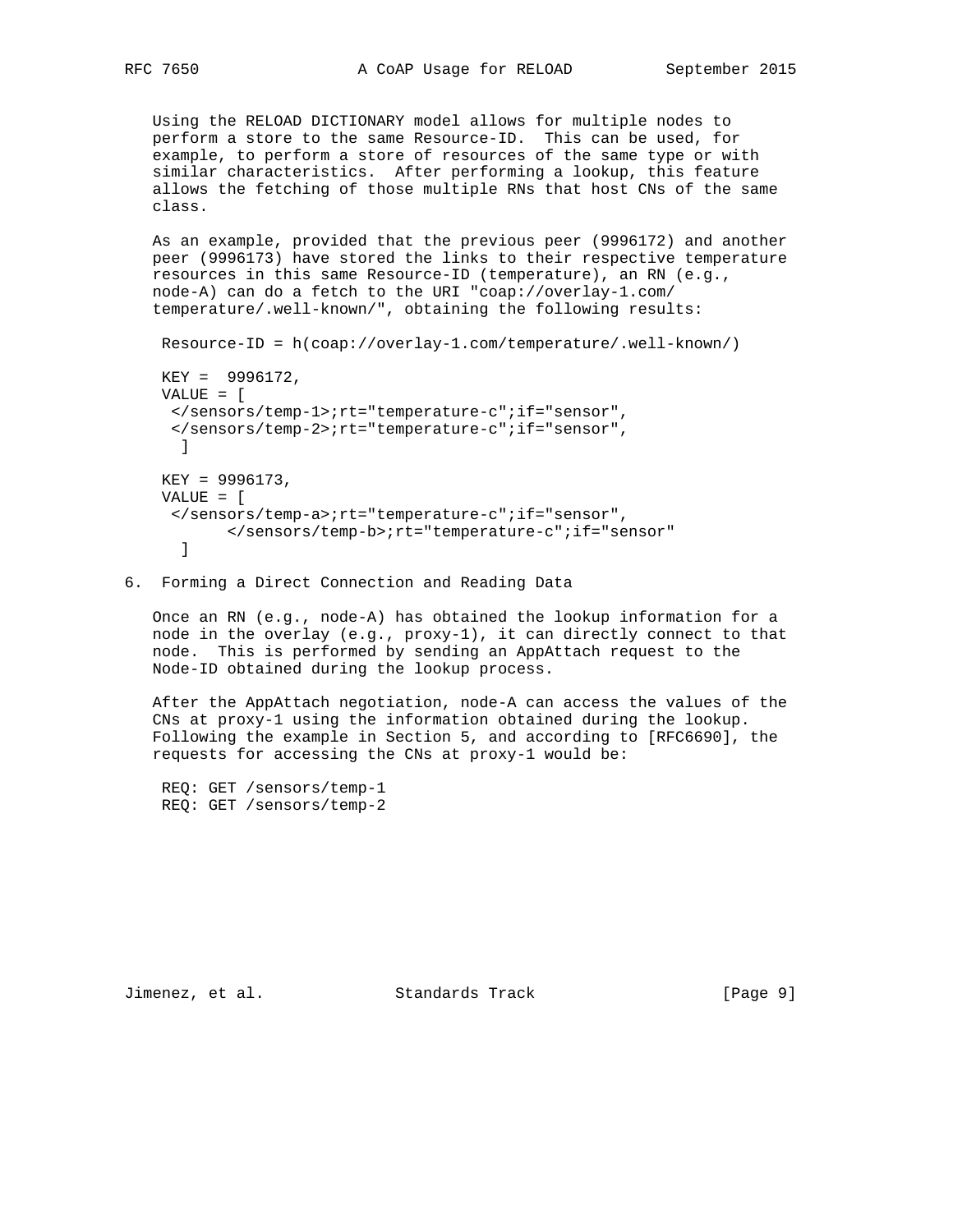Using the RELOAD DICTIONARY model allows for multiple nodes to perform a store to the same Resource-ID. This can be used, for example, to perform a store of resources of the same type or with similar characteristics. After performing a lookup, this feature allows the fetching of those multiple RNs that host CNs of the same class.

As an example, provided that the previous peer (9996172) and another peer (9996173) have stored the links to their respective temperature resources in this same Resource-ID (temperature), an RN (e.g., node-A) can do a fetch to the URI "coap://overlay-1.com/temperature/.well-known/", obtaining the following results:

```
 Resource-ID = h(coap://overlay-1.com/temperature/.well-known/)

 KEY =  9996172,
 VALUE = [
  </sensors/temp-1>;rt="temperature-c";if="sensor",
  </sensors/temp-2>;rt="temperature-c";if="sensor",
   ]

 KEY = 9996173,
 VALUE = [
  </sensors/temp-a>;rt="temperature-c";if="sensor",
        </sensors/temp-b>;rt="temperature-c";if="sensor"
   ]
```

## 6. Forming a Direct Connection and Reading Data

Once an RN (e.g., node-A) has obtained the lookup information for a node in the overlay (e.g., proxy-1), it can directly connect to that node. This is performed by sending an AppAttach request to the Node-ID obtained during the lookup process.

After the AppAttach negotiation, node-A can access the values of the CNs at proxy-1 using the information obtained during the lookup. Following the example in Section 5, and according to [RFC6690], the requests for accessing the CNs at proxy-1 would be:

```
 REQ: GET /sensors/temp-1
 REQ: GET /sensors/temp-2
```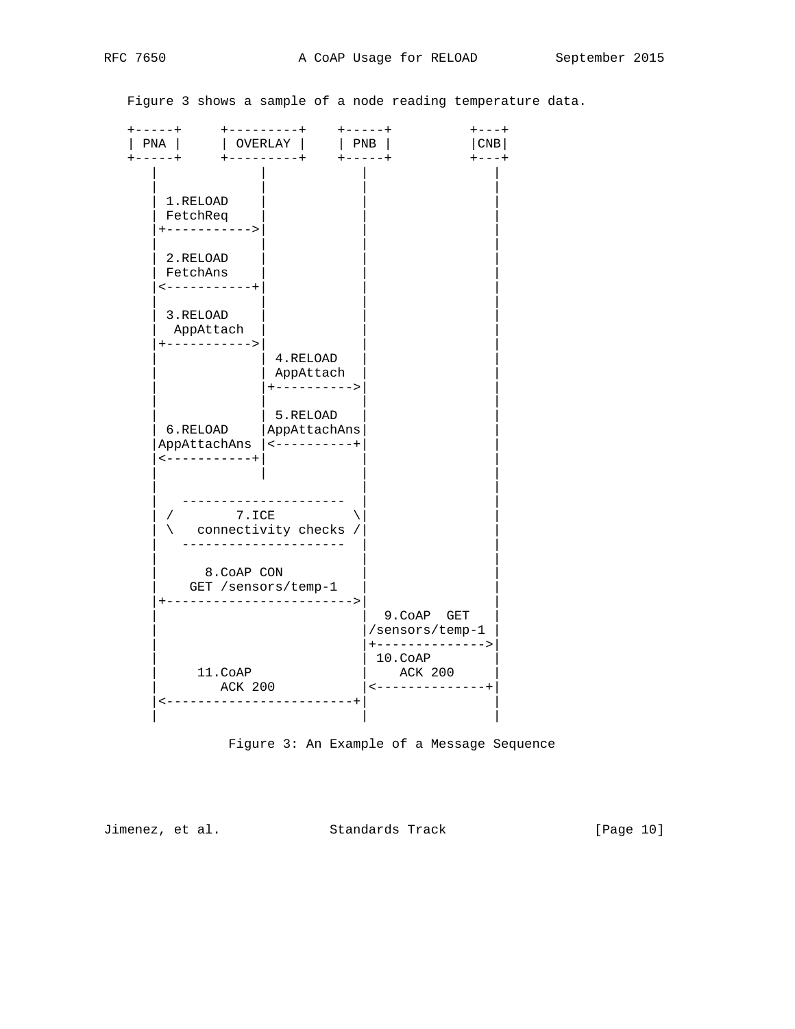Figure 3 shows a sample of a node reading temperature data.

```
+-----+     +---------+    +-----+          +---+
| PNA |     | OVERLAY |    | PNB |          |CNB|
+-----+     +---------+    +-----+          +---+
   |             |            |               |
   |             |            |               |
   | 1.RELOAD    |            |               |
   | FetchReq    |            |               |
   |+----------->|            |               |
   |             |            |               |
   | 2.RELOAD    |            |               |
   | FetchAns    |            |               |
   |<-----------+|            |               |
   |             |            |               |
   | 3.RELOAD    |            |               |
   |  AppAttach  |            |               |
   |+----------->|            |               |
   |             | 4.RELOAD   |               |
   |             | AppAttach  |               |
   |             |+---------->|               |
   |             |            |               |
   |             | 5.RELOAD   |               |
   | 6.RELOAD    |AppAttachAns|               |
   |AppAttachAns |<----------+|               |
   |<-----------+|            |               |
   |             |            |               |
   |                          |               |
   |   --------------------   |               |
   | /        7.ICE          \|               |
   | \   connectivity checks /|               |
   |   --------------------   |               |
   |                          |               |
   |      8.CoAP CON          |               |
   |    GET /sensors/temp-1   |               |
   |+------------------------>|               |
   |                          |  9.CoAP  GET  |
   |                          |/sensors/temp-1 |
   |                          |+------------->|
   |                          | 10.CoAP       |
   |     11.CoAP              |    ACK 200    |
   |        ACK 200           |<-------------+|
   |<------------------------+|               |
   |                          |               |
```

Figure 3: An Example of a Message Sequence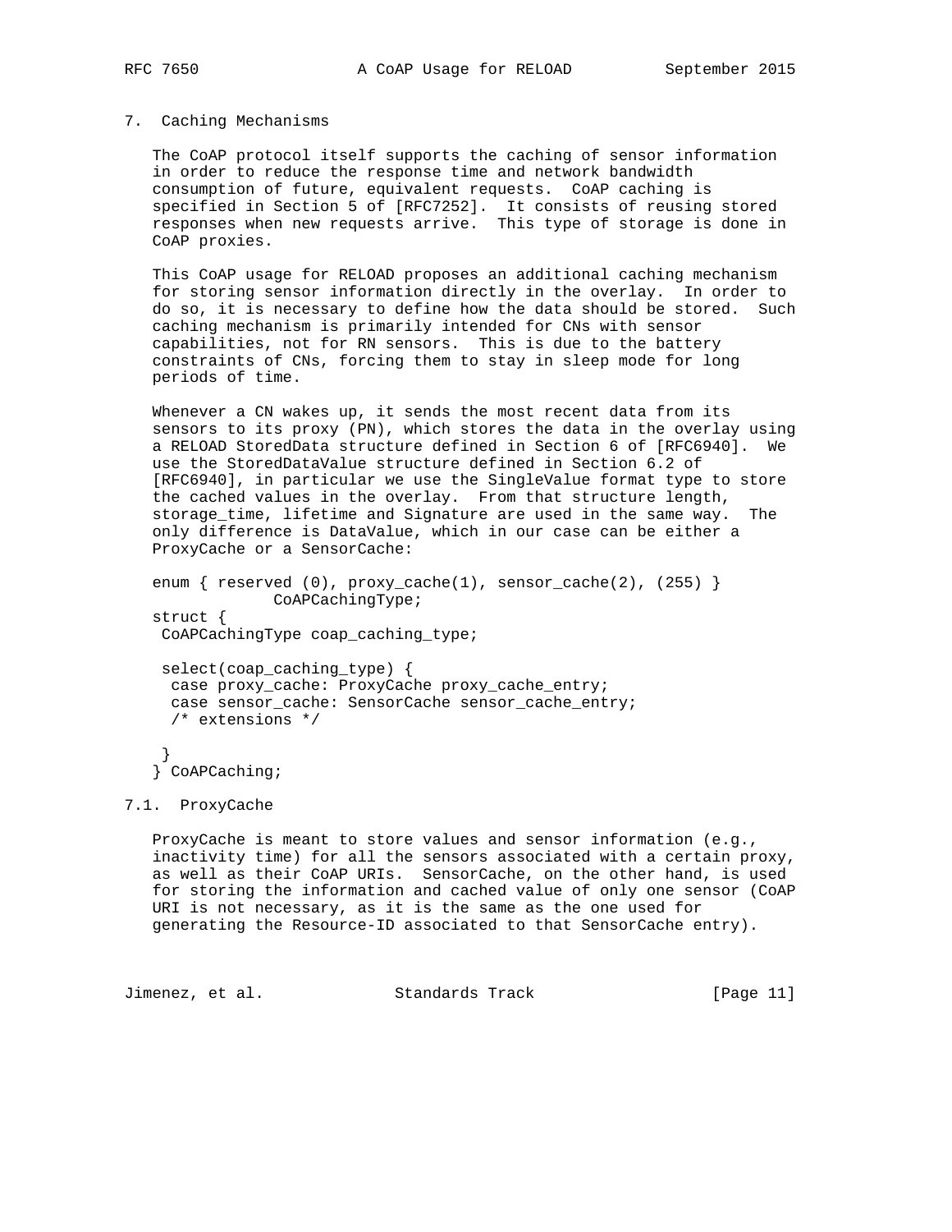## 7. Caching Mechanisms

The CoAP protocol itself supports the caching of sensor information in order to reduce the response time and network bandwidth consumption of future, equivalent requests. CoAP caching is specified in Section 5 of [RFC7252]. It consists of reusing stored responses when new requests arrive. This type of storage is done in CoAP proxies.

This CoAP usage for RELOAD proposes an additional caching mechanism for storing sensor information directly in the overlay. In order to do so, it is necessary to define how the data should be stored. Such caching mechanism is primarily intended for CNs with sensor capabilities, not for RN sensors. This is due to the battery constraints of CNs, forcing them to stay in sleep mode for long periods of time.

Whenever a CN wakes up, it sends the most recent data from its sensors to its proxy (PN), which stores the data in the overlay using a RELOAD StoredData structure defined in Section 6 of [RFC6940]. We use the StoredDataValue structure defined in Section 6.2 of [RFC6940], in particular we use the SingleValue format type to store the cached values in the overlay. From that structure length, storage_time, lifetime and Signature are used in the same way. The only difference is DataValue, which in our case can be either a ProxyCache or a SensorCache:

```
enum { reserved (0), proxy_cache(1), sensor_cache(2), (255) }
             CoAPCachingType;
struct {
 CoAPCachingType coap_caching_type;

 select(coap_caching_type) {
  case proxy_cache: ProxyCache proxy_cache_entry;
  case sensor_cache: SensorCache sensor_cache_entry;
  /* extensions */

 }
} CoAPCaching;
```

### 7.1. ProxyCache

ProxyCache is meant to store values and sensor information (e.g., inactivity time) for all the sensors associated with a certain proxy, as well as their CoAP URIs. SensorCache, on the other hand, is used for storing the information and cached value of only one sensor (CoAP URI is not necessary, as it is the same as the one used for generating the Resource-ID associated to that SensorCache entry).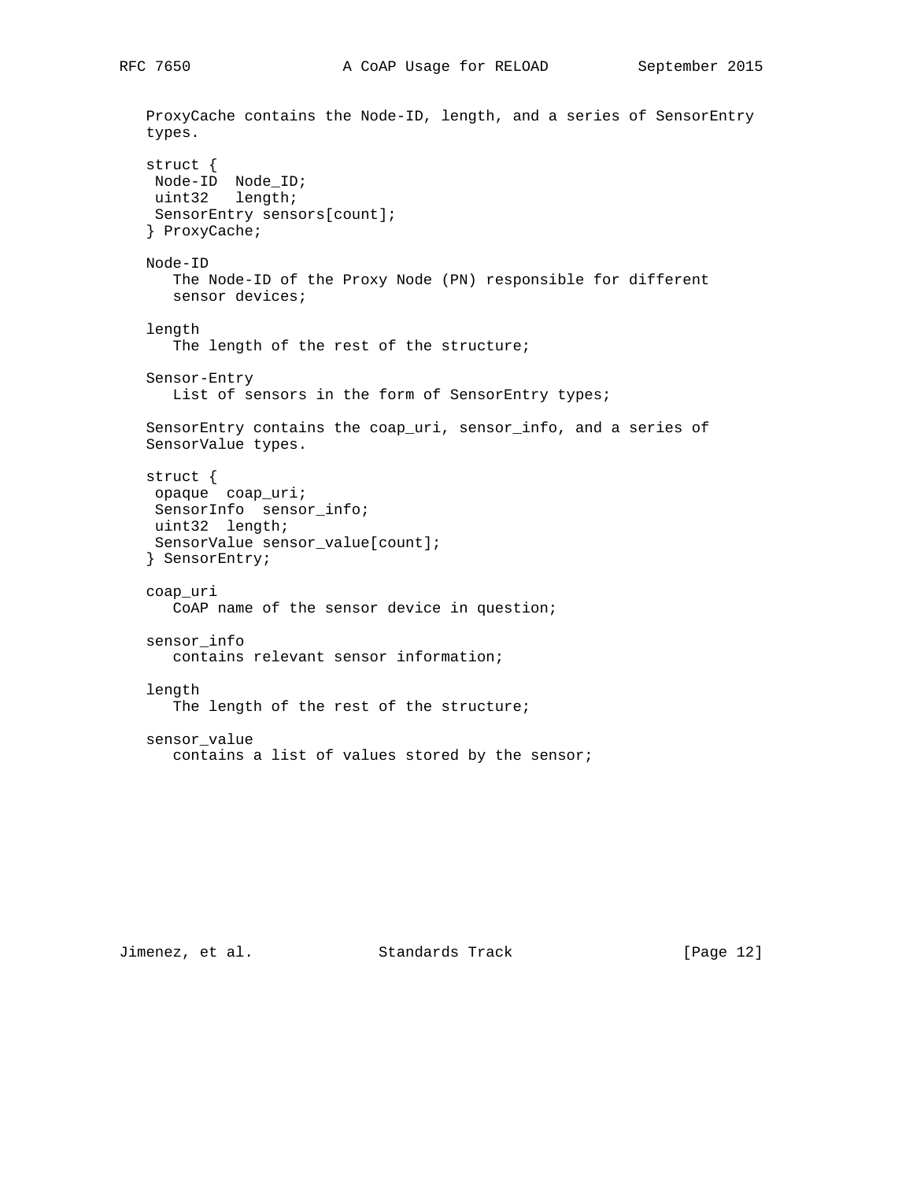ProxyCache contains the Node-ID, length, and a series of SensorEntry types.

```
struct {
 Node-ID  Node_ID;
 uint32   length;
 SensorEntry sensors[count];
} ProxyCache;
```

Node-ID
   The Node-ID of the Proxy Node (PN) responsible for different sensor devices;

length
   The length of the rest of the structure;

Sensor-Entry
   List of sensors in the form of SensorEntry types;

SensorEntry contains the coap_uri, sensor_info, and a series of SensorValue types.

```
struct {
 opaque  coap_uri;
 SensorInfo  sensor_info;
 uint32  length;
 SensorValue sensor_value[count];
} SensorEntry;
```

coap_uri
   CoAP name of the sensor device in question;

sensor_info
   contains relevant sensor information;

length
   The length of the rest of the structure;

sensor_value
   contains a list of values stored by the sensor;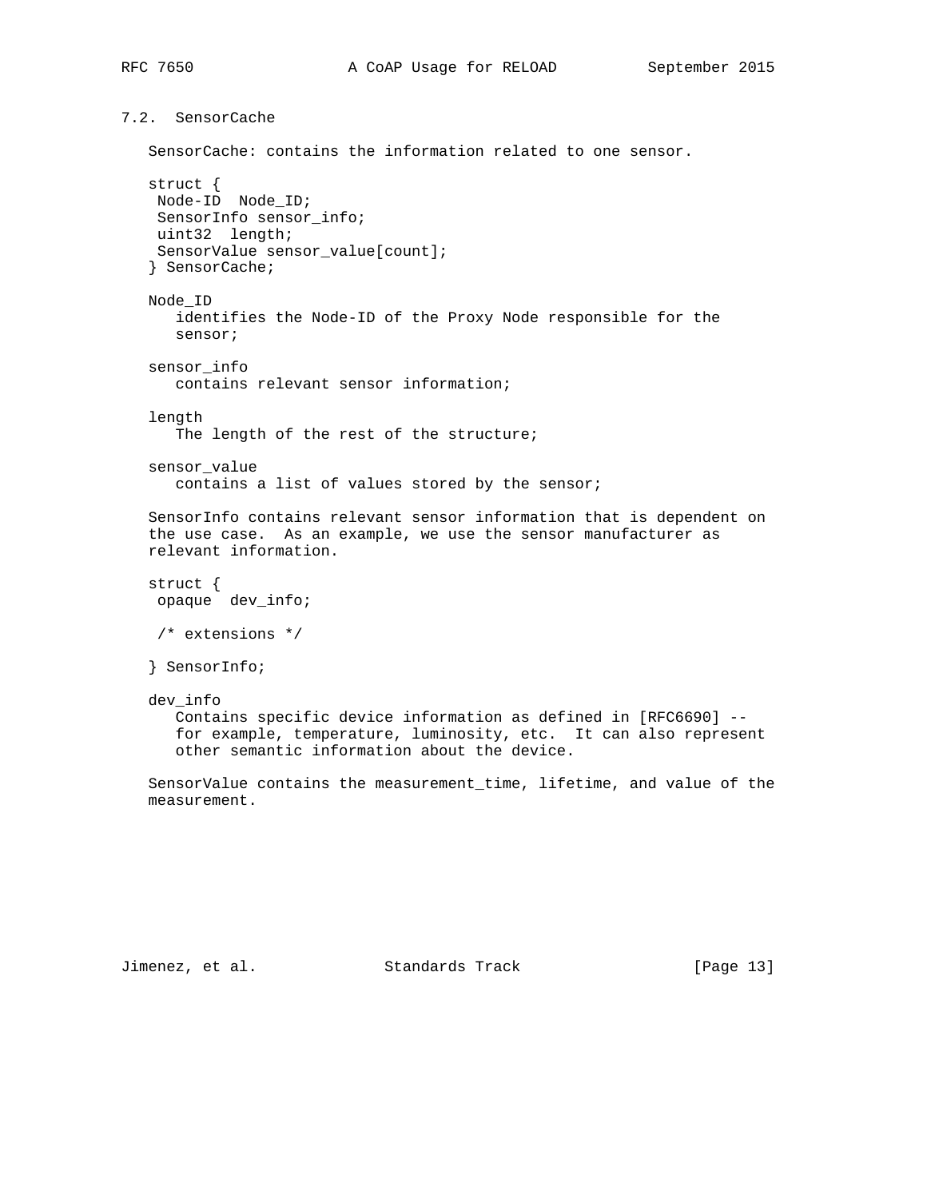### 7.2. SensorCache

SensorCache: contains the information related to one sensor.

```
struct {
 Node-ID  Node_ID;
 SensorInfo sensor_info;
 uint32  length;
 SensorValue sensor_value[count];
} SensorCache;
```

Node_ID
   identifies the Node-ID of the Proxy Node responsible for the sensor;

sensor_info
   contains relevant sensor information;

length
   The length of the rest of the structure;

sensor_value
   contains a list of values stored by the sensor;

SensorInfo contains relevant sensor information that is dependent on the use case. As an example, we use the sensor manufacturer as relevant information.

```
struct {
 opaque  dev_info;

 /* extensions */

} SensorInfo;
```

dev_info
   Contains specific device information as defined in [RFC6690] -- for example, temperature, luminosity, etc. It can also represent other semantic information about the device.

SensorValue contains the measurement_time, lifetime, and value of the measurement.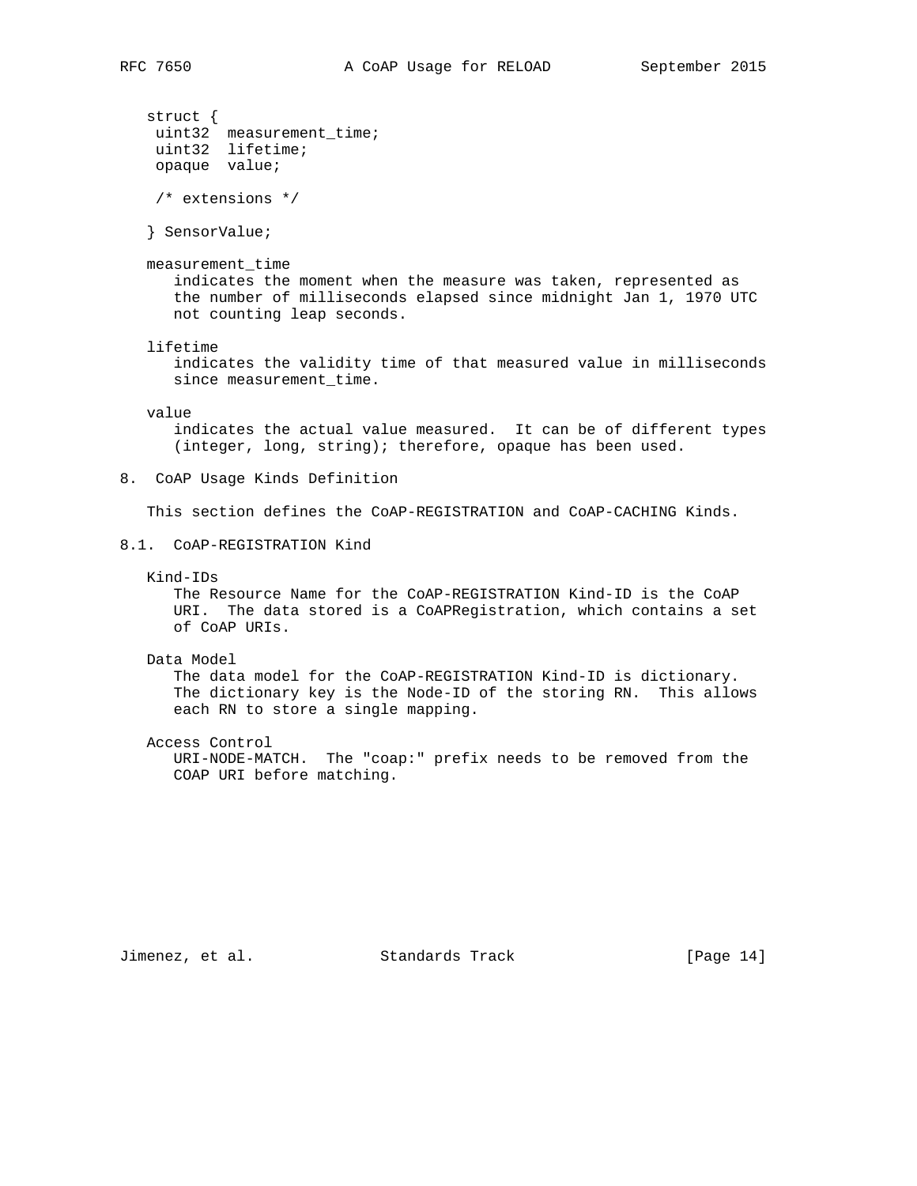```
struct {
 uint32  measurement_time;
 uint32  lifetime;
 opaque  value;

 /* extensions */

} SensorValue;
```

measurement_time
indicates the moment when the measure was taken, represented as the number of milliseconds elapsed since midnight Jan 1, 1970 UTC not counting leap seconds.

lifetime
indicates the validity time of that measured value in milliseconds since measurement_time.

value
indicates the actual value measured. It can be of different types (integer, long, string); therefore, opaque has been used.

## 8. CoAP Usage Kinds Definition

This section defines the CoAP-REGISTRATION and CoAP-CACHING Kinds.

### 8.1. CoAP-REGISTRATION Kind

Kind-IDs
The Resource Name for the CoAP-REGISTRATION Kind-ID is the CoAP URI. The data stored is a CoAPRegistration, which contains a set of CoAP URIs.

Data Model
The data model for the CoAP-REGISTRATION Kind-ID is dictionary. The dictionary key is the Node-ID of the storing RN. This allows each RN to store a single mapping.

Access Control
URI-NODE-MATCH. The "coap:" prefix needs to be removed from the COAP URI before matching.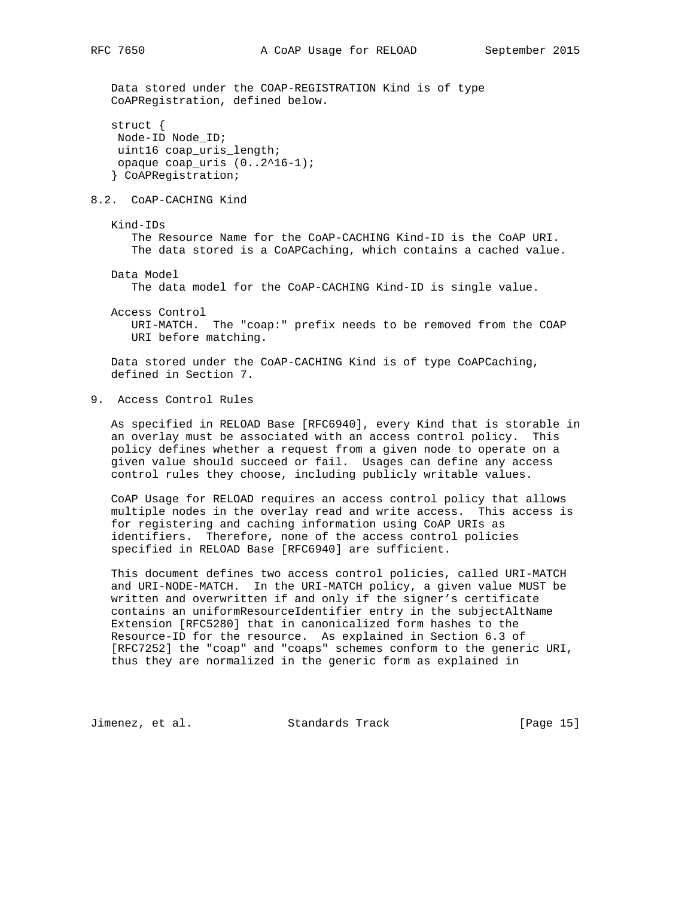Data stored under the COAP-REGISTRATION Kind is of type CoAPRegistration, defined below.

```
struct {
 Node-ID Node_ID;
 uint16 coap_uris_length;
 opaque coap_uris (0..2^16-1);
} CoAPRegistration;
```

## 8.2. CoAP-CACHING Kind

Kind-IDs
: The Resource Name for the CoAP-CACHING Kind-ID is the CoAP URI. The data stored is a CoAPCaching, which contains a cached value.

Data Model
: The data model for the CoAP-CACHING Kind-ID is single value.

Access Control
: URI-MATCH. The "coap:" prefix needs to be removed from the COAP URI before matching.

Data stored under the CoAP-CACHING Kind is of type CoAPCaching, defined in Section 7.

# 9. Access Control Rules

As specified in RELOAD Base [RFC6940], every Kind that is storable in an overlay must be associated with an access control policy. This policy defines whether a request from a given node to operate on a given value should succeed or fail. Usages can define any access control rules they choose, including publicly writable values.

CoAP Usage for RELOAD requires an access control policy that allows multiple nodes in the overlay read and write access. This access is for registering and caching information using CoAP URIs as identifiers. Therefore, none of the access control policies specified in RELOAD Base [RFC6940] are sufficient.

This document defines two access control policies, called URI-MATCH and URI-NODE-MATCH. In the URI-MATCH policy, a given value MUST be written and overwritten if and only if the signer's certificate contains an uniformResourceIdentifier entry in the subjectAltName Extension [RFC5280] that in canonicalized form hashes to the Resource-ID for the resource. As explained in Section 6.3 of [RFC7252] the "coap" and "coaps" schemes conform to the generic URI, thus they are normalized in the generic form as explained in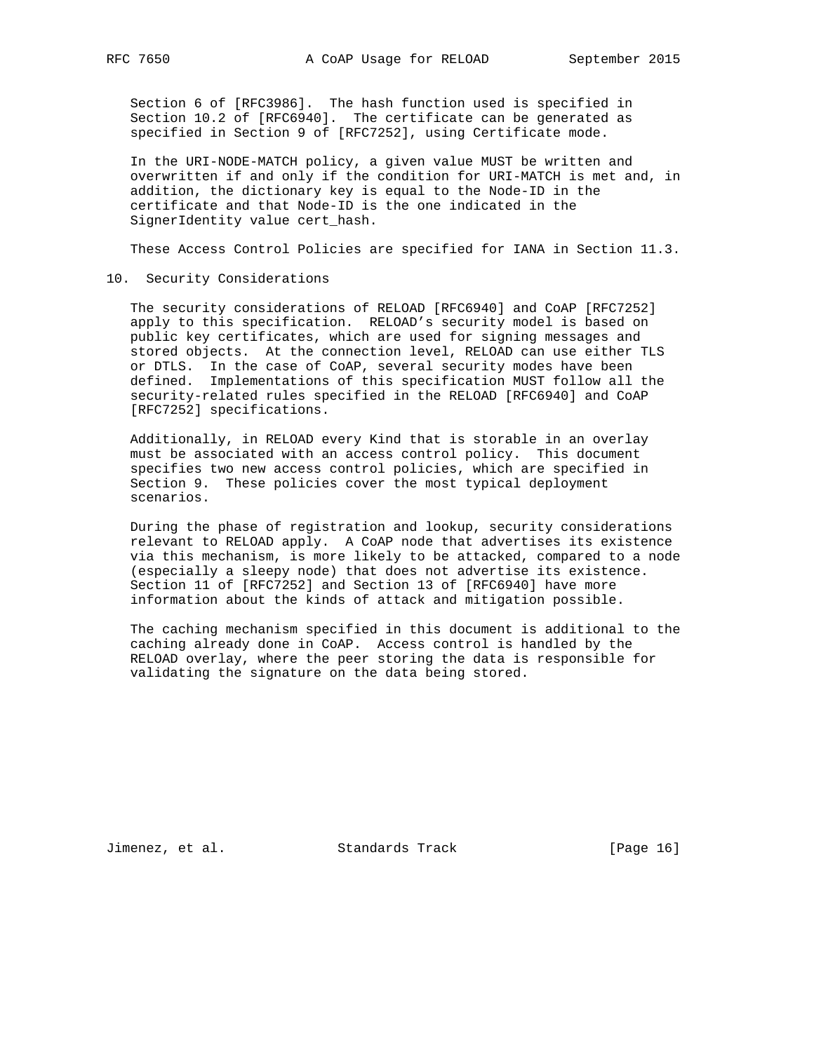Section 6 of [RFC3986]. The hash function used is specified in Section 10.2 of [RFC6940]. The certificate can be generated as specified in Section 9 of [RFC7252], using Certificate mode.

In the URI-NODE-MATCH policy, a given value MUST be written and overwritten if and only if the condition for URI-MATCH is met and, in addition, the dictionary key is equal to the Node-ID in the certificate and that Node-ID is the one indicated in the SignerIdentity value cert_hash.

These Access Control Policies are specified for IANA in Section 11.3.

## 10. Security Considerations

The security considerations of RELOAD [RFC6940] and CoAP [RFC7252] apply to this specification. RELOAD's security model is based on public key certificates, which are used for signing messages and stored objects. At the connection level, RELOAD can use either TLS or DTLS. In the case of CoAP, several security modes have been defined. Implementations of this specification MUST follow all the security-related rules specified in the RELOAD [RFC6940] and CoAP [RFC7252] specifications.

Additionally, in RELOAD every Kind that is storable in an overlay must be associated with an access control policy. This document specifies two new access control policies, which are specified in Section 9. These policies cover the most typical deployment scenarios.

During the phase of registration and lookup, security considerations relevant to RELOAD apply. A CoAP node that advertises its existence via this mechanism, is more likely to be attacked, compared to a node (especially a sleepy node) that does not advertise its existence. Section 11 of [RFC7252] and Section 13 of [RFC6940] have more information about the kinds of attack and mitigation possible.

The caching mechanism specified in this document is additional to the caching already done in CoAP. Access control is handled by the RELOAD overlay, where the peer storing the data is responsible for validating the signature on the data being stored.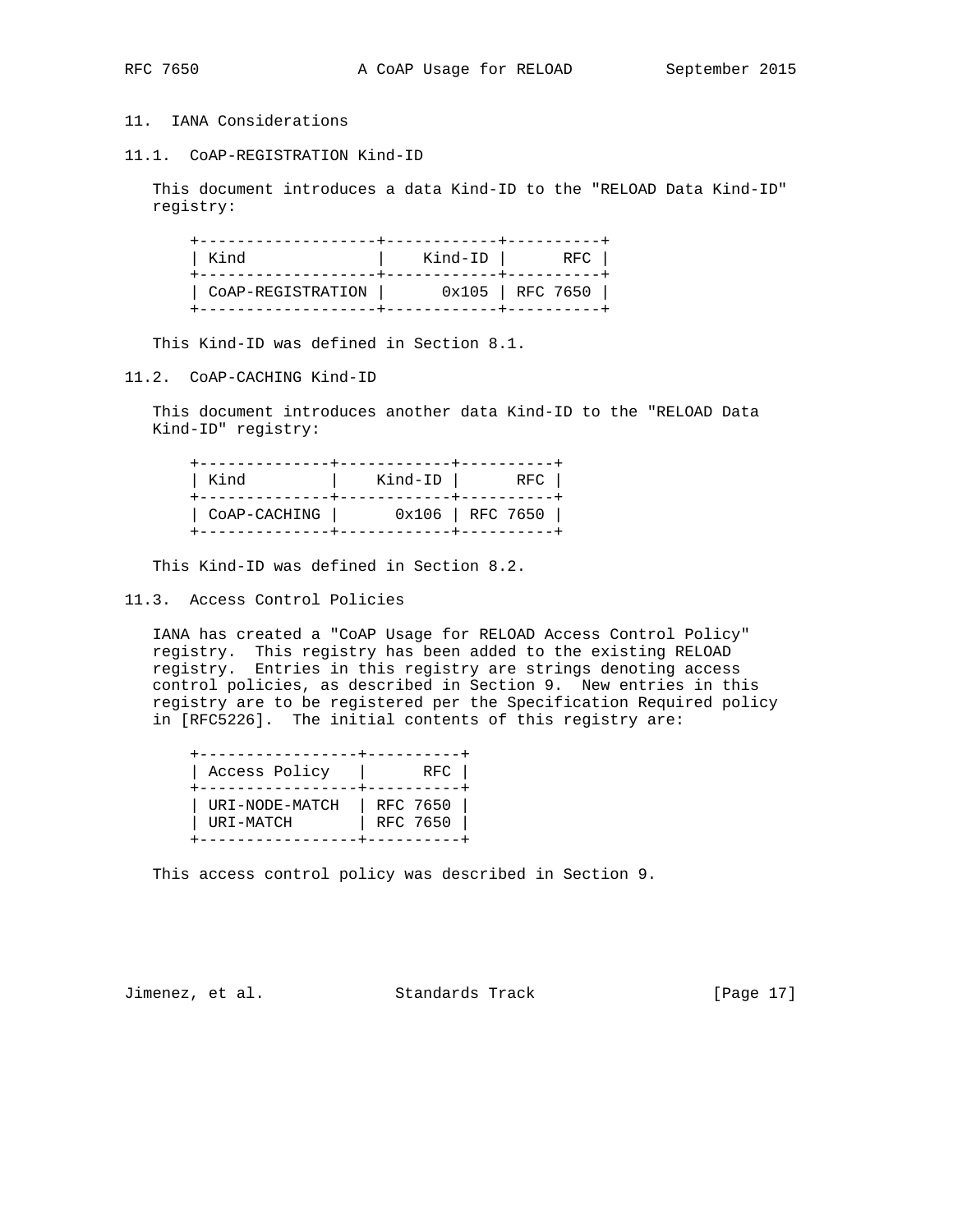## 11. IANA Considerations

### 11.1. CoAP-REGISTRATION Kind-ID

This document introduces a data Kind-ID to the "RELOAD Data Kind-ID" registry:

| Kind | Kind-ID | RFC |
|---|---|---|
| CoAP-REGISTRATION | 0x105 | RFC 7650 |

This Kind-ID was defined in Section 8.1.

### 11.2. CoAP-CACHING Kind-ID

This document introduces another data Kind-ID to the "RELOAD Data Kind-ID" registry:

| Kind | Kind-ID | RFC |
|---|---|---|
| CoAP-CACHING | 0x106 | RFC 7650 |

This Kind-ID was defined in Section 8.2.

### 11.3. Access Control Policies

IANA has created a "CoAP Usage for RELOAD Access Control Policy" registry. This registry has been added to the existing RELOAD registry. Entries in this registry are strings denoting access control policies, as described in Section 9. New entries in this registry are to be registered per the Specification Required policy in [RFC5226]. The initial contents of this registry are:

| Access Policy | RFC |
|---|---|
| URI-NODE-MATCH | RFC 7650 |
| URI-MATCH | RFC 7650 |

This access control policy was described in Section 9.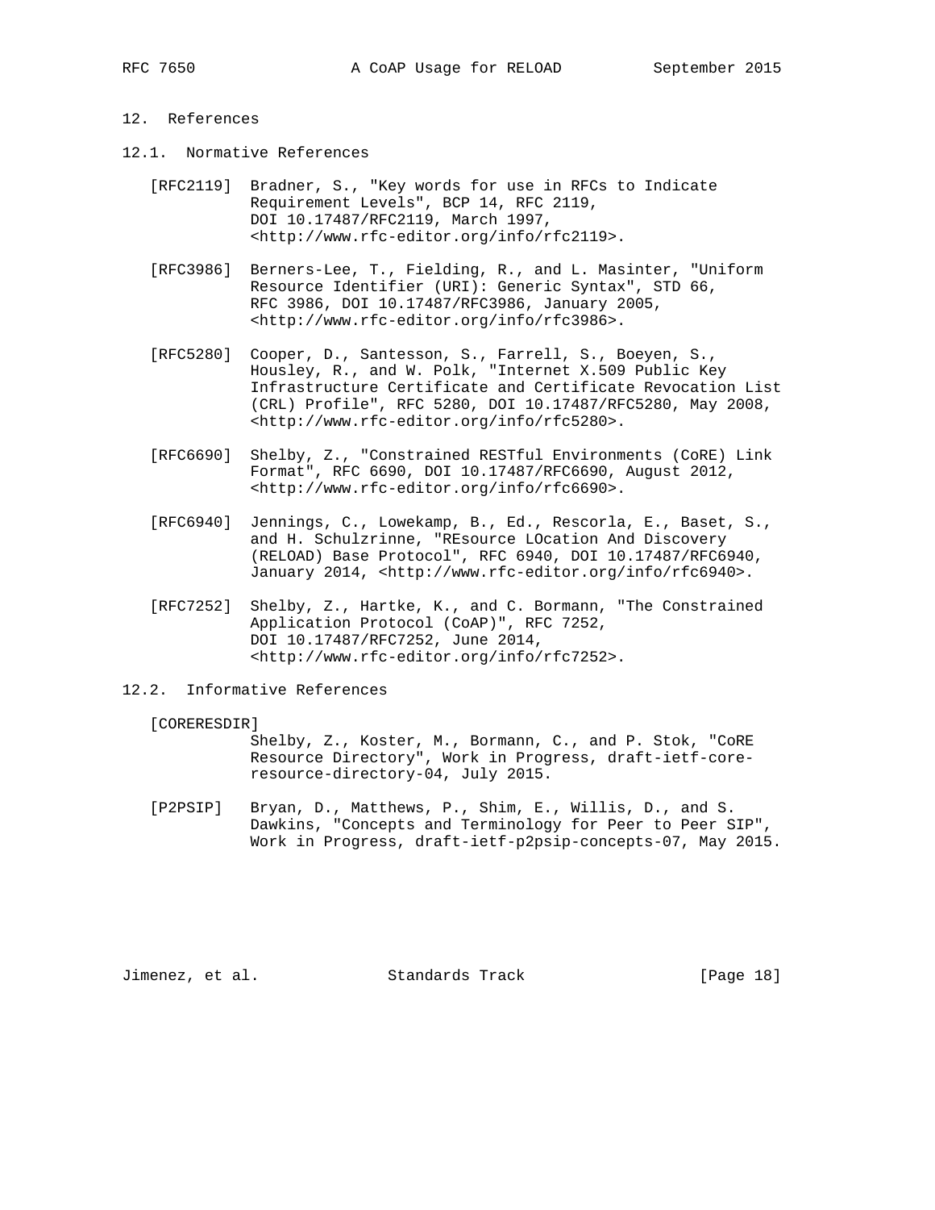## 12. References

### 12.1. Normative References

[RFC2119] Bradner, S., "Key words for use in RFCs to Indicate Requirement Levels", BCP 14, RFC 2119, DOI 10.17487/RFC2119, March 1997, <http://www.rfc-editor.org/info/rfc2119>.

[RFC3986] Berners-Lee, T., Fielding, R., and L. Masinter, "Uniform Resource Identifier (URI): Generic Syntax", STD 66, RFC 3986, DOI 10.17487/RFC3986, January 2005, <http://www.rfc-editor.org/info/rfc3986>.

[RFC5280] Cooper, D., Santesson, S., Farrell, S., Boeyen, S., Housley, R., and W. Polk, "Internet X.509 Public Key Infrastructure Certificate and Certificate Revocation List (CRL) Profile", RFC 5280, DOI 10.17487/RFC5280, May 2008, <http://www.rfc-editor.org/info/rfc5280>.

[RFC6690] Shelby, Z., "Constrained RESTful Environments (CoRE) Link Format", RFC 6690, DOI 10.17487/RFC6690, August 2012, <http://www.rfc-editor.org/info/rfc6690>.

[RFC6940] Jennings, C., Lowekamp, B., Ed., Rescorla, E., Baset, S., and H. Schulzrinne, "REsource LOcation And Discovery (RELOAD) Base Protocol", RFC 6940, DOI 10.17487/RFC6940, January 2014, <http://www.rfc-editor.org/info/rfc6940>.

[RFC7252] Shelby, Z., Hartke, K., and C. Bormann, "The Constrained Application Protocol (CoAP)", RFC 7252, DOI 10.17487/RFC7252, June 2014, <http://www.rfc-editor.org/info/rfc7252>.

### 12.2. Informative References

[CORERESDIR] Shelby, Z., Koster, M., Bormann, C., and P. Stok, "CoRE Resource Directory", Work in Progress, draft-ietf-core-resource-directory-04, July 2015.

[P2PSIP] Bryan, D., Matthews, P., Shim, E., Willis, D., and S. Dawkins, "Concepts and Terminology for Peer to Peer SIP", Work in Progress, draft-ietf-p2psip-concepts-07, May 2015.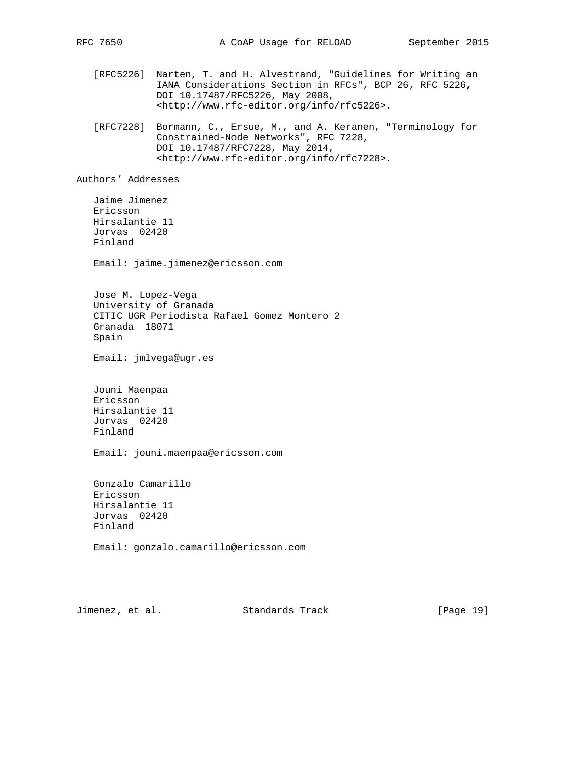[RFC5226] Narten, T. and H. Alvestrand, "Guidelines for Writing an IANA Considerations Section in RFCs", BCP 26, RFC 5226, DOI 10.17487/RFC5226, May 2008, <http://www.rfc-editor.org/info/rfc5226>.

[RFC7228] Bormann, C., Ersue, M., and A. Keranen, "Terminology for Constrained-Node Networks", RFC 7228, DOI 10.17487/RFC7228, May 2014, <http://www.rfc-editor.org/info/rfc7228>.

## Authors' Addresses

Jaime Jimenez
Ericsson
Hirsalantie 11
Jorvas 02420
Finland

Email: jaime.jimenez@ericsson.com

Jose M. Lopez-Vega
University of Granada
CITIC UGR Periodista Rafael Gomez Montero 2
Granada 18071
Spain

Email: jmlvega@ugr.es

Jouni Maenpaa
Ericsson
Hirsalantie 11
Jorvas 02420
Finland

Email: jouni.maenpaa@ericsson.com

Gonzalo Camarillo
Ericsson
Hirsalantie 11
Jorvas 02420
Finland

Email: gonzalo.camarillo@ericsson.com